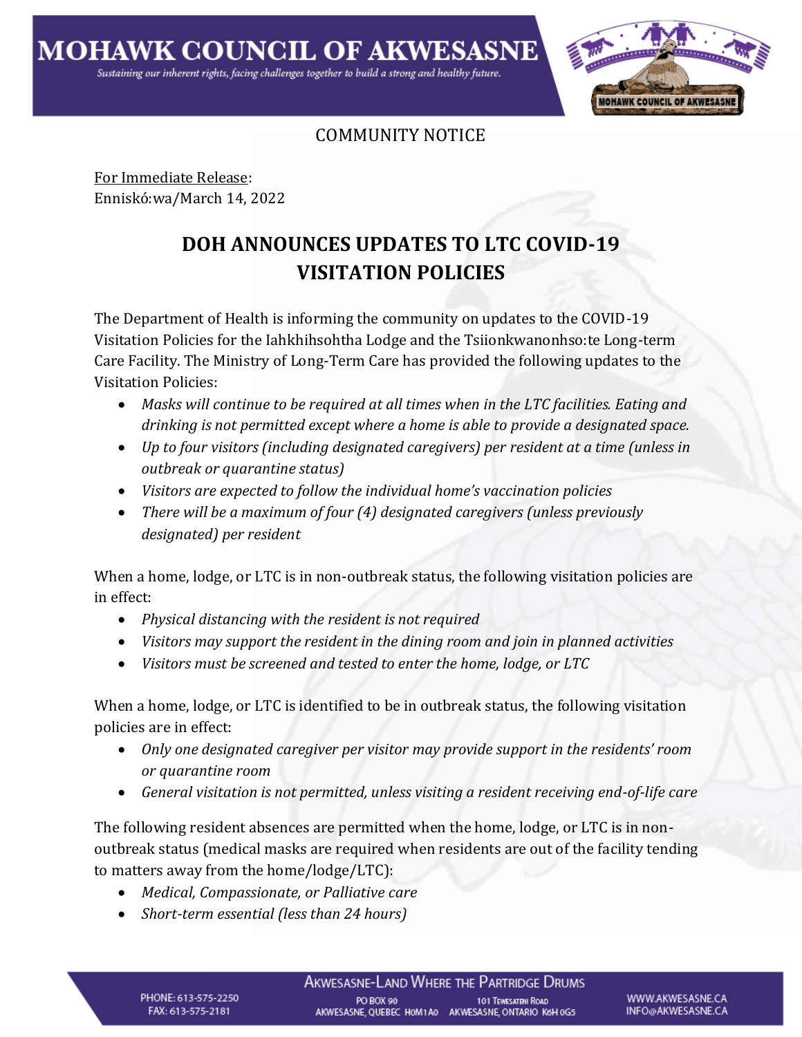# MOHAWK COUNCIL OF AKWESASNE

*Sustaining our inherent rights, facing challenges together to build a strong and healthy future.*

COMMUNITY NOTICE

For Immediate Release:
Enniskó:wa/March 14, 2022

## DOH ANNOUNCES UPDATES TO LTC COVID-19 VISITATION POLICIES

The Department of Health is informing the community on updates to the COVID-19 Visitation Policies for the Iahkhihsohtha Lodge and the Tsiionkwanonhso:te Long-term Care Facility. The Ministry of Long-Term Care has provided the following updates to the Visitation Policies:

- *Masks will continue to be required at all times when in the LTC facilities. Eating and drinking is not permitted except where a home is able to provide a designated space.*
- *Up to four visitors (including designated caregivers) per resident at a time (unless in outbreak or quarantine status)*
- *Visitors are expected to follow the individual home's vaccination policies*
- *There will be a maximum of four (4) designated caregivers (unless previously designated) per resident*

When a home, lodge, or LTC is in non-outbreak status, the following visitation policies are in effect:

- *Physical distancing with the resident is not required*
- *Visitors may support the resident in the dining room and join in planned activities*
- *Visitors must be screened and tested to enter the home, lodge, or LTC*

When a home, lodge, or LTC is identified to be in outbreak status, the following visitation policies are in effect:

- *Only one designated caregiver per visitor may provide support in the residents' room or quarantine room*
- *General visitation is not permitted, unless visiting a resident receiving end-of-life care*

The following resident absences are permitted when the home, lodge, or LTC is in non-outbreak status (medical masks are required when residents are out of the facility tending to matters away from the home/lodge/LTC):

- *Medical, Compassionate, or Palliative care*
- *Short-term essential (less than 24 hours)*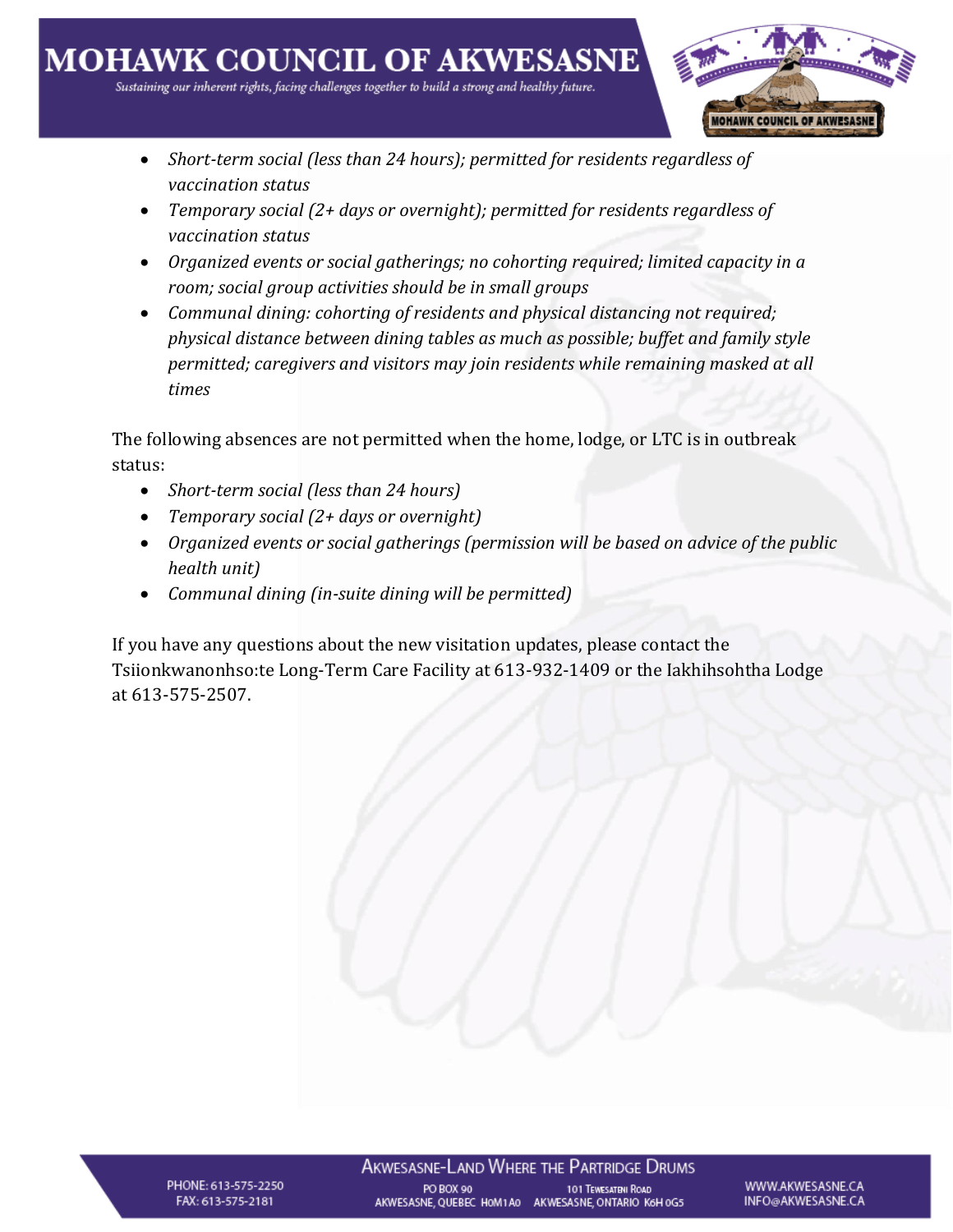- *Short-term social (less than 24 hours); permitted for residents regardless of vaccination status*
- *Temporary social (2+ days or overnight); permitted for residents regardless of vaccination status*
- *Organized events or social gatherings; no cohorting required; limited capacity in a room; social group activities should be in small groups*
- *Communal dining: cohorting of residents and physical distancing not required; physical distance between dining tables as much as possible; buffet and family style permitted; caregivers and visitors may join residents while remaining masked at all times*

The following absences are not permitted when the home, lodge, or LTC is in outbreak status:

- *Short-term social (less than 24 hours)*
- *Temporary social (2+ days or overnight)*
- *Organized events or social gatherings (permission will be based on advice of the public health unit)*
- *Communal dining (in-suite dining will be permitted)*

If you have any questions about the new visitation updates, please contact the Tsiionkwanonhso:te Long-Term Care Facility at 613-932-1409 or the Iakhihsohtha Lodge at 613-575-2507.